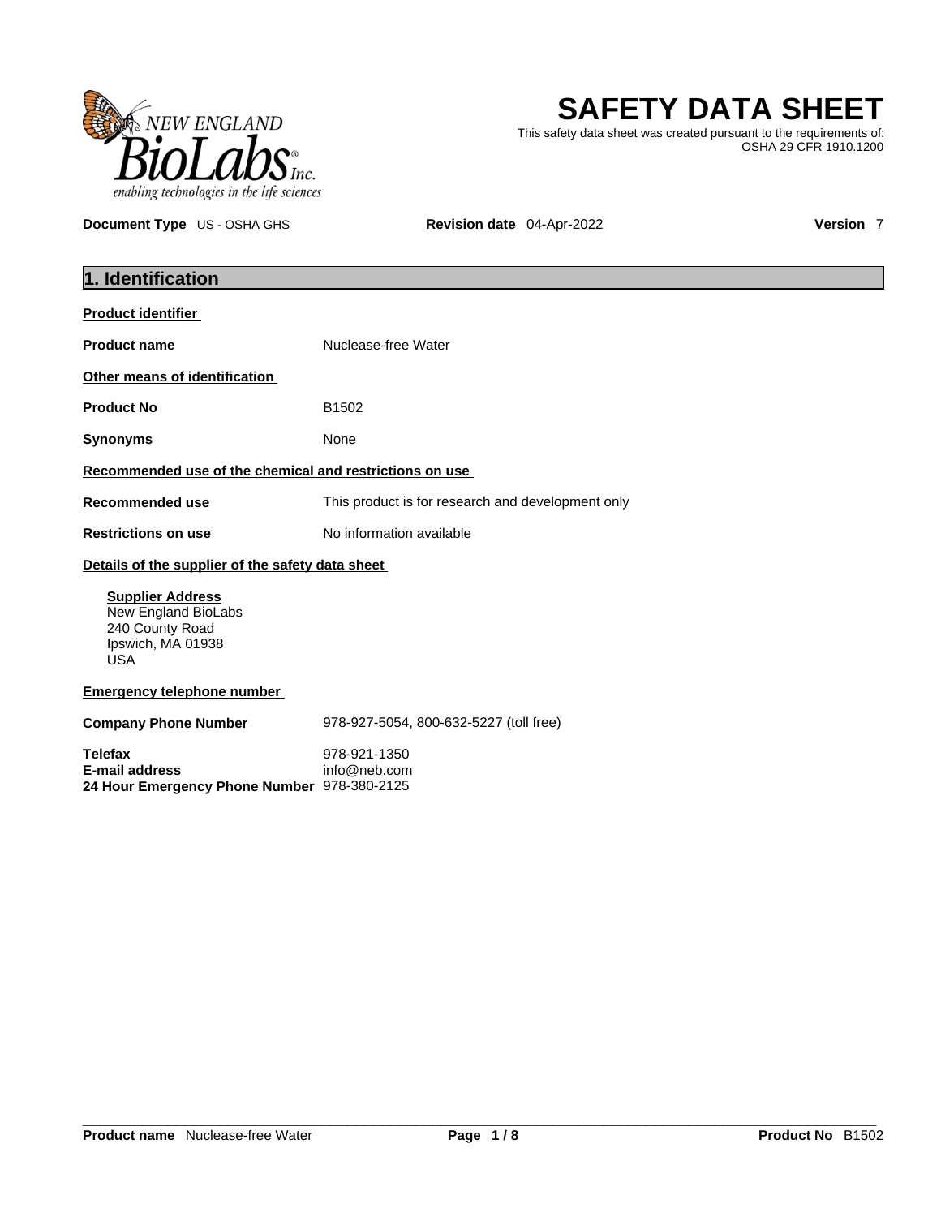# SAFETY DATA SHEET

This safety data sheet was created pursuant to the requirements of: OSHA 29 CFR 1910.1200

**Document Type** US - OSHA GHS **Revision date** 04-Apr-2022 **Version** 7

## 1. Identification

**Product identifier**

| | |
|---|---|
| **Product name** | Nuclease-free Water |

**Other means of identification**

| | |
|---|---|
| **Product No** | B1502 |
| **Synonyms** | None |

**Recommended use of the chemical and restrictions on use**

| | |
|---|---|
| **Recommended use** | This product is for research and development only |
| **Restrictions on use** | No information available |

**Details of the supplier of the safety data sheet**

**Supplier Address**
New England BioLabs
240 County Road
Ipswich, MA 01938
USA

**Emergency telephone number**

| | |
|---|---|
| **Company Phone Number** | 978-927-5054, 800-632-5227 (toll free) |
| **Telefax** | 978-921-1350 |
| **E-mail address** | info@neb.com |
| **24 Hour Emergency Phone Number** | 978-380-2125 |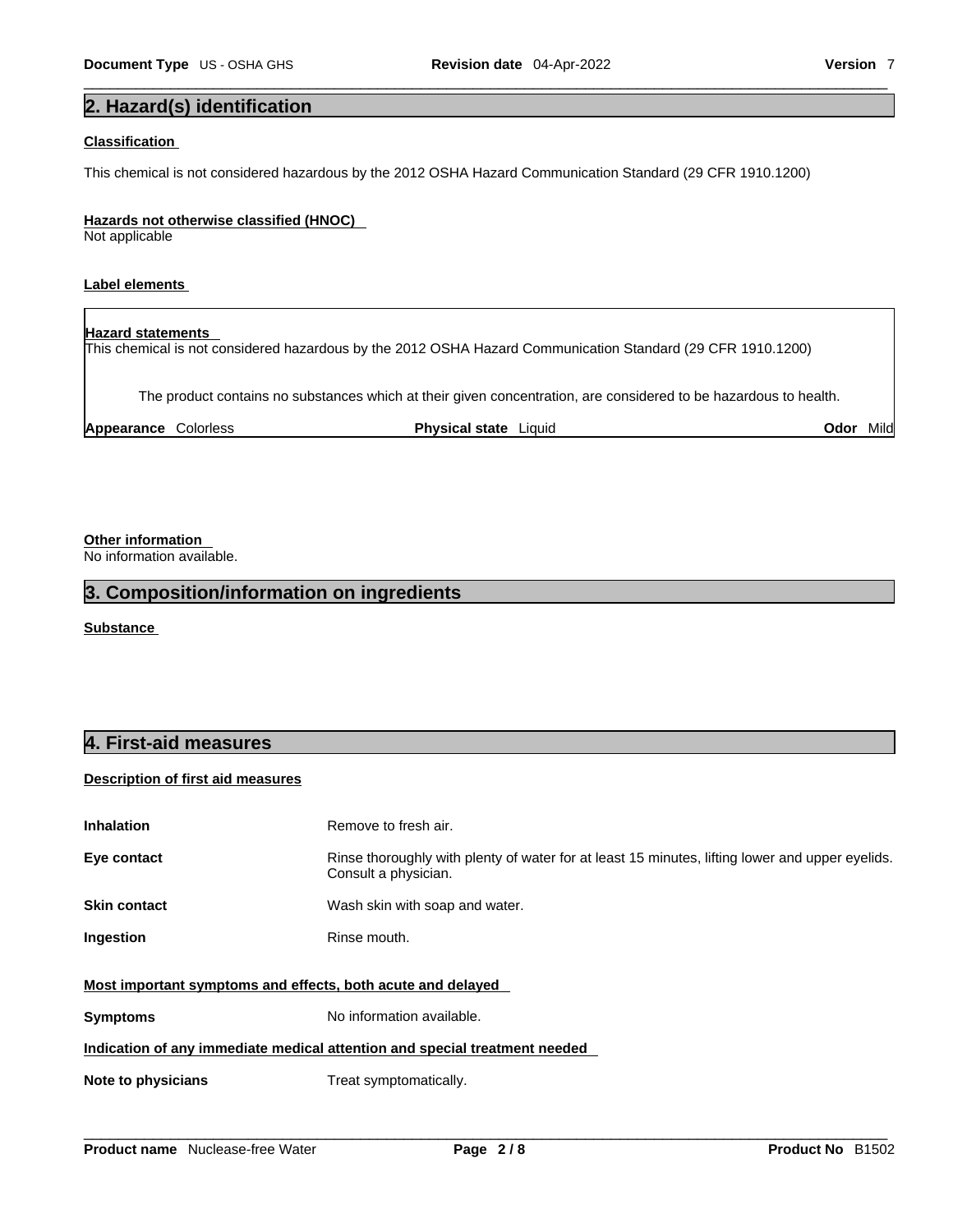## 2. Hazard(s) identification

**Classification**

This chemical is not considered hazardous by the 2012 OSHA Hazard Communication Standard (29 CFR 1910.1200)

**Hazards not otherwise classified (HNOC)**

Not applicable

**Label elements**

**Hazard statements**

This chemical is not considered hazardous by the 2012 OSHA Hazard Communication Standard (29 CFR 1910.1200)

The product contains no substances which at their given concentration, are considered to be hazardous to health.

| **Appearance** Colorless | **Physical state** Liquid | **Odor** Mild |
|---|---|---|

**Other information**

No information available.

## 3. Composition/information on ingredients

**Substance**

## 4. First-aid measures

**Description of first aid measures**

| | |
|---|---|
| **Inhalation** | Remove to fresh air. |
| **Eye contact** | Rinse thoroughly with plenty of water for at least 15 minutes, lifting lower and upper eyelids. Consult a physician. |
| **Skin contact** | Wash skin with soap and water. |
| **Ingestion** | Rinse mouth. |

**Most important symptoms and effects, both acute and delayed**

| | |
|---|---|
| **Symptoms** | No information available. |

**Indication of any immediate medical attention and special treatment needed**

| | |
|---|---|
| **Note to physicians** | Treat symptomatically. |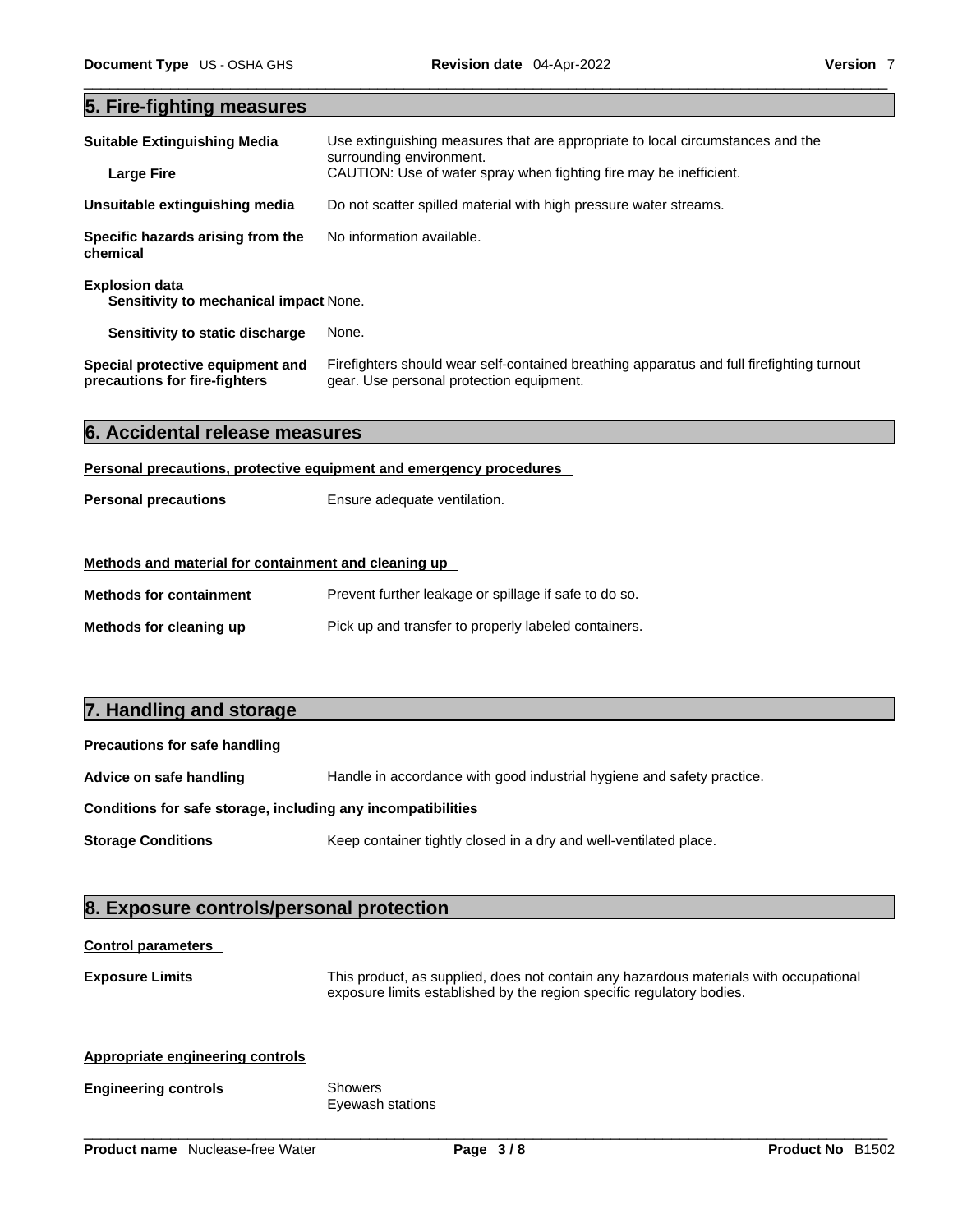## 5. Fire-fighting measures

| | |
|---|---|
| **Suitable Extinguishing Media** | Use extinguishing measures that are appropriate to local circumstances and the surrounding environment. |
| **Large Fire** | CAUTION: Use of water spray when fighting fire may be inefficient. |
| **Unsuitable extinguishing media** | Do not scatter spilled material with high pressure water streams. |
| **Specific hazards arising from the chemical** | No information available. |
| **Explosion data** | |
| **Sensitivity to mechanical impact** | None. |
| **Sensitivity to static discharge** | None. |
| **Special protective equipment and precautions for fire-fighters** | Firefighters should wear self-contained breathing apparatus and full firefighting turnout gear. Use personal protection equipment. |

## 6. Accidental release measures

**Personal precautions, protective equipment and emergency procedures**

**Personal precautions** Ensure adequate ventilation.

**Methods and material for containment and cleaning up**

**Methods for containment** Prevent further leakage or spillage if safe to do so.

**Methods for cleaning up** Pick up and transfer to properly labeled containers.

## 7. Handling and storage

**Precautions for safe handling**

**Advice on safe handling** Handle in accordance with good industrial hygiene and safety practice.

**Conditions for safe storage, including any incompatibilities**

**Storage Conditions** Keep container tightly closed in a dry and well-ventilated place.

## 8. Exposure controls/personal protection

**Control parameters**

**Exposure Limits** This product, as supplied, does not contain any hazardous materials with occupational exposure limits established by the region specific regulatory bodies.

**Appropriate engineering controls**

**Engineering controls** Showers
Eyewash stations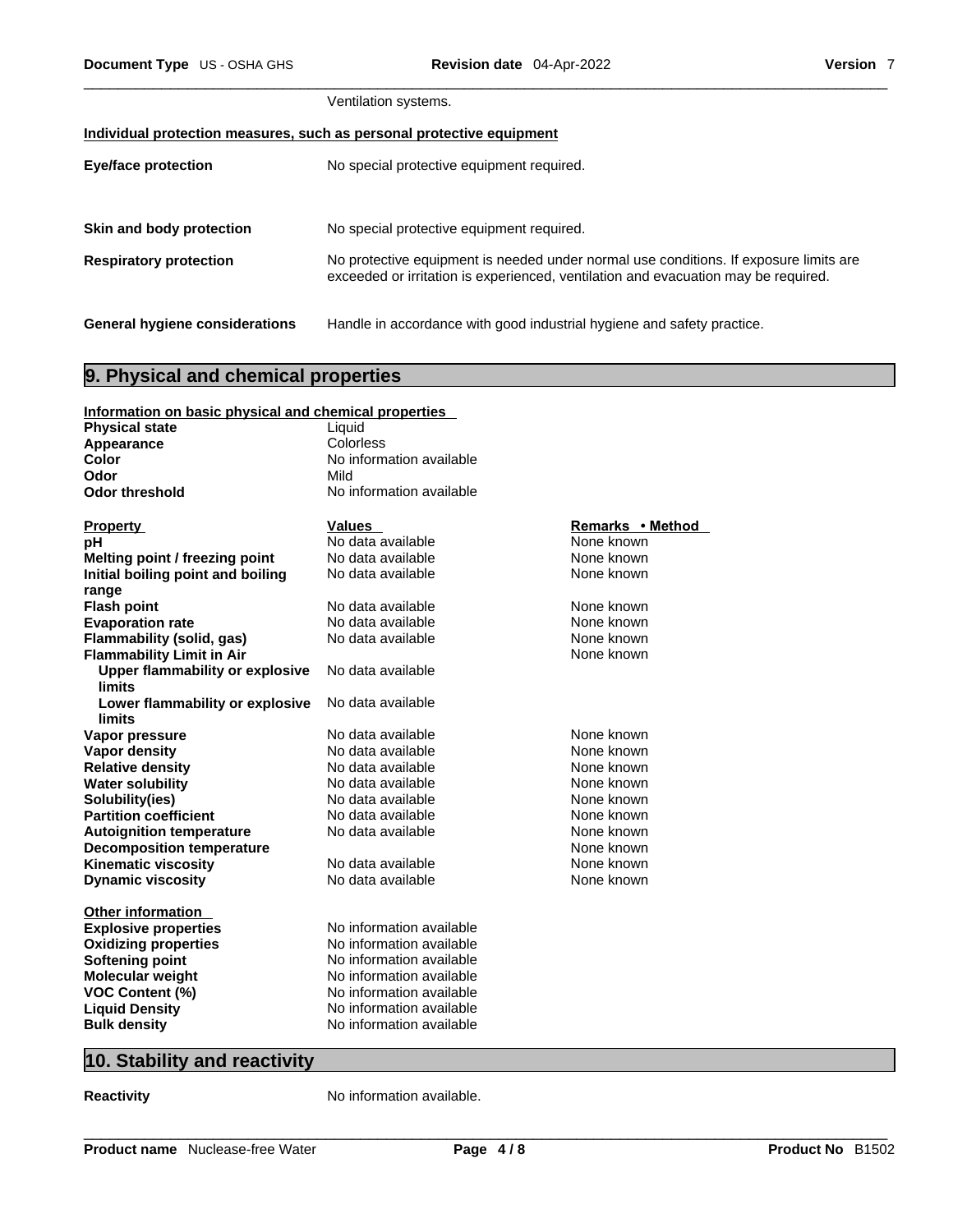Ventilation systems.

**Individual protection measures, such as personal protective equipment**

| | |
|---|---|
| **Eye/face protection** | No special protective equipment required. |
| **Skin and body protection** | No special protective equipment required. |
| **Respiratory protection** | No protective equipment is needed under normal use conditions. If exposure limits are exceeded or irritation is experienced, ventilation and evacuation may be required. |
| **General hygiene considerations** | Handle in accordance with good industrial hygiene and safety practice. |

## 9. Physical and chemical properties

**Information on basic physical and chemical properties**

| | |
|---|---|
| **Physical state** | Liquid |
| **Appearance** | Colorless |
| **Color** | No information available |
| **Odor** | Mild |
| **Odor threshold** | No information available |

| Property | Values | Remarks • Method |
|---|---|---|
| **pH** | No data available | None known |
| **Melting point / freezing point** | No data available | None known |
| **Initial boiling point and boiling range** | No data available | None known |
| **Flash point** | No data available | None known |
| **Evaporation rate** | No data available | None known |
| **Flammability (solid, gas)** | No data available | None known |
| **Flammability Limit in Air** | | None known |
| **Upper flammability or explosive limits** | No data available | |
| **Lower flammability or explosive limits** | No data available | |
| **Vapor pressure** | No data available | None known |
| **Vapor density** | No data available | None known |
| **Relative density** | No data available | None known |
| **Water solubility** | No data available | None known |
| **Solubility(ies)** | No data available | None known |
| **Partition coefficient** | No data available | None known |
| **Autoignition temperature** | No data available | None known |
| **Decomposition temperature** | | None known |
| **Kinematic viscosity** | No data available | None known |
| **Dynamic viscosity** | No data available | None known |

**Other information**

| | |
|---|---|
| **Explosive properties** | No information available |
| **Oxidizing properties** | No information available |
| **Softening point** | No information available |
| **Molecular weight** | No information available |
| **VOC Content (%)** | No information available |
| **Liquid Density** | No information available |
| **Bulk density** | No information available |

## 10. Stability and reactivity

**Reactivity** No information available.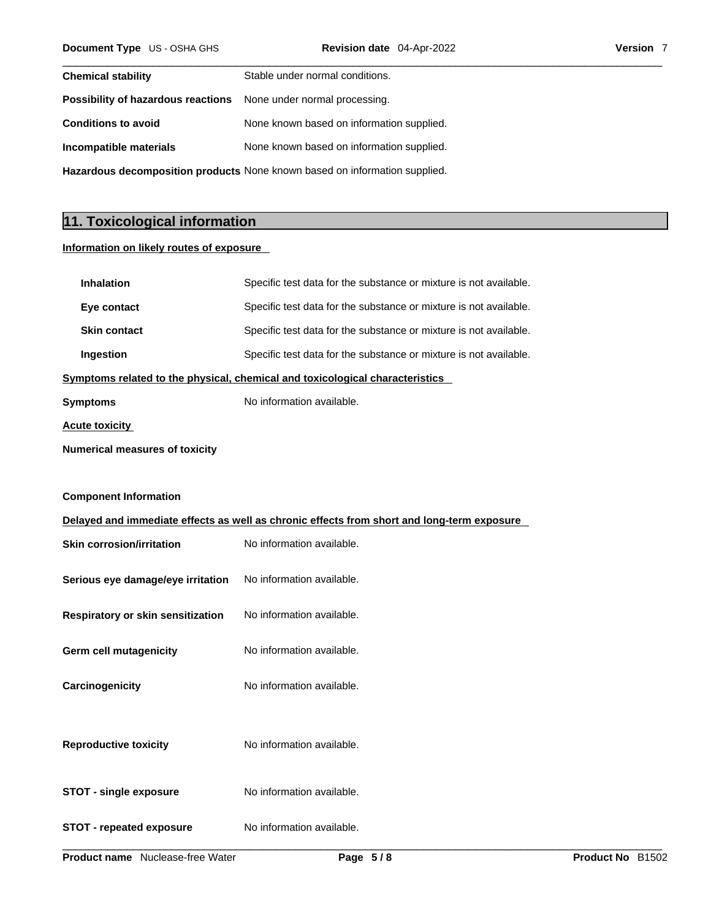**Chemical stability** Stable under normal conditions.

**Possibility of hazardous reactions** None under normal processing.

**Conditions to avoid** None known based on information supplied.

**Incompatible materials** None known based on information supplied.

**Hazardous decomposition products** None known based on information supplied.

## 11. Toxicological information

**Information on likely routes of exposure**

| | |
|---|---|
| **Inhalation** | Specific test data for the substance or mixture is not available. |
| **Eye contact** | Specific test data for the substance or mixture is not available. |
| **Skin contact** | Specific test data for the substance or mixture is not available. |
| **Ingestion** | Specific test data for the substance or mixture is not available. |

**Symptoms related to the physical, chemical and toxicological characteristics**

**Symptoms** No information available.

**Acute toxicity**

**Numerical measures of toxicity**

**Component Information**

**Delayed and immediate effects as well as chronic effects from short and long-term exposure**

| | |
|---|---|
| **Skin corrosion/irritation** | No information available. |
| **Serious eye damage/eye irritation** | No information available. |
| **Respiratory or skin sensitization** | No information available. |
| **Germ cell mutagenicity** | No information available. |
| **Carcinogenicity** | No information available. |
| **Reproductive toxicity** | No information available. |
| **STOT - single exposure** | No information available. |
| **STOT - repeated exposure** | No information available. |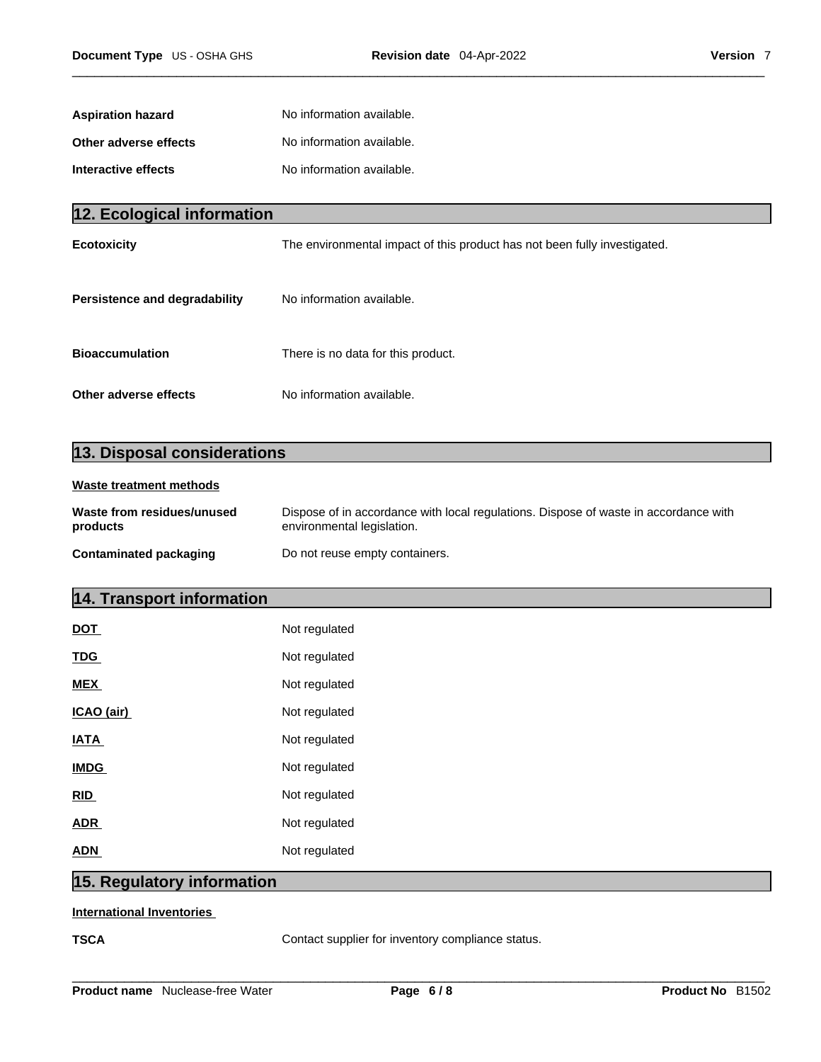**Aspiration hazard** No information available.

**Other adverse effects** No information available.

**Interactive effects** No information available.

## 12. Ecological information

**Ecotoxicity** The environmental impact of this product has not been fully investigated.

**Persistence and degradability** No information available.

**Bioaccumulation** There is no data for this product.

**Other adverse effects** No information available.

## 13. Disposal considerations

**Waste treatment methods**

**Waste from residues/unused products** Dispose of in accordance with local regulations. Dispose of waste in accordance with environmental legislation.

**Contaminated packaging** Do not reuse empty containers.

## 14. Transport information

**DOT** Not regulated

**TDG** Not regulated

**MEX** Not regulated

**ICAO (air)** Not regulated

**IATA** Not regulated

**IMDG** Not regulated

**RID** Not regulated

**ADR** Not regulated

**ADN** Not regulated

## 15. Regulatory information

**International Inventories**

**TSCA** Contact supplier for inventory compliance status.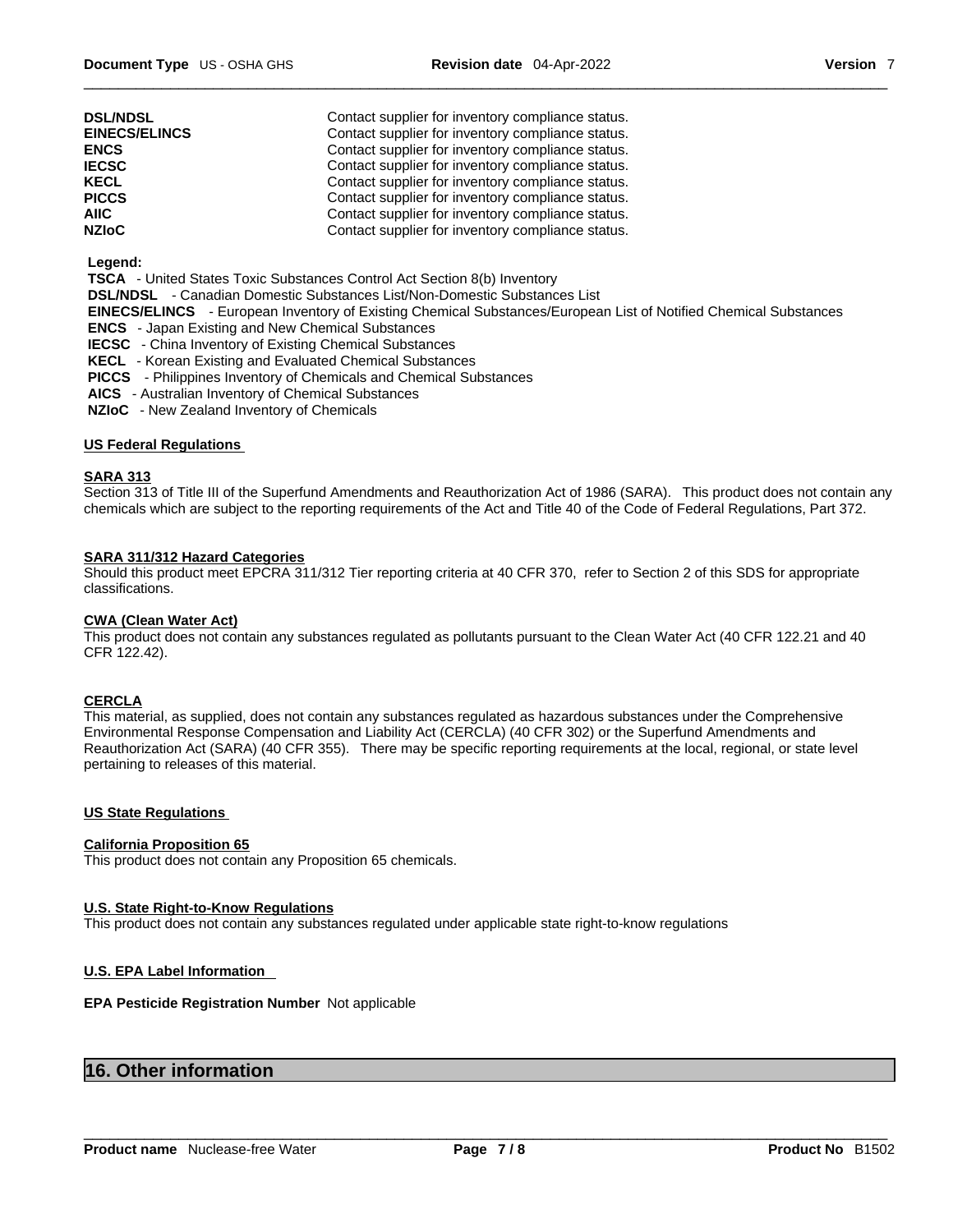| | |
|---|---|
| **DSL/NDSL** | Contact supplier for inventory compliance status. |
| **EINECS/ELINCS** | Contact supplier for inventory compliance status. |
| **ENCS** | Contact supplier for inventory compliance status. |
| **IECSC** | Contact supplier for inventory compliance status. |
| **KECL** | Contact supplier for inventory compliance status. |
| **PICCS** | Contact supplier for inventory compliance status. |
| **AIIC** | Contact supplier for inventory compliance status. |
| **NZIoC** | Contact supplier for inventory compliance status. |

**Legend:**

**TSCA** - United States Toxic Substances Control Act Section 8(b) Inventory
**DSL/NDSL** - Canadian Domestic Substances List/Non-Domestic Substances List
**EINECS/ELINCS** - European Inventory of Existing Chemical Substances/European List of Notified Chemical Substances
**ENCS** - Japan Existing and New Chemical Substances
**IECSC** - China Inventory of Existing Chemical Substances
**KECL** - Korean Existing and Evaluated Chemical Substances
**PICCS** - Philippines Inventory of Chemicals and Chemical Substances
**AICS** - Australian Inventory of Chemical Substances
**NZIoC** - New Zealand Inventory of Chemicals

### US Federal Regulations

**SARA 313**

Section 313 of Title III of the Superfund Amendments and Reauthorization Act of 1986 (SARA). This product does not contain any chemicals which are subject to the reporting requirements of the Act and Title 40 of the Code of Federal Regulations, Part 372.

**SARA 311/312 Hazard Categories**

Should this product meet EPCRA 311/312 Tier reporting criteria at 40 CFR 370, refer to Section 2 of this SDS for appropriate classifications.

**CWA (Clean Water Act)**

This product does not contain any substances regulated as pollutants pursuant to the Clean Water Act (40 CFR 122.21 and 40 CFR 122.42).

**CERCLA**

This material, as supplied, does not contain any substances regulated as hazardous substances under the Comprehensive Environmental Response Compensation and Liability Act (CERCLA) (40 CFR 302) or the Superfund Amendments and Reauthorization Act (SARA) (40 CFR 355). There may be specific reporting requirements at the local, regional, or state level pertaining to releases of this material.

### US State Regulations

**California Proposition 65**

This product does not contain any Proposition 65 chemicals.

**U.S. State Right-to-Know Regulations**

This product does not contain any substances regulated under applicable state right-to-know regulations

**U.S. EPA Label Information**

**EPA Pesticide Registration Number** Not applicable

## 16. Other information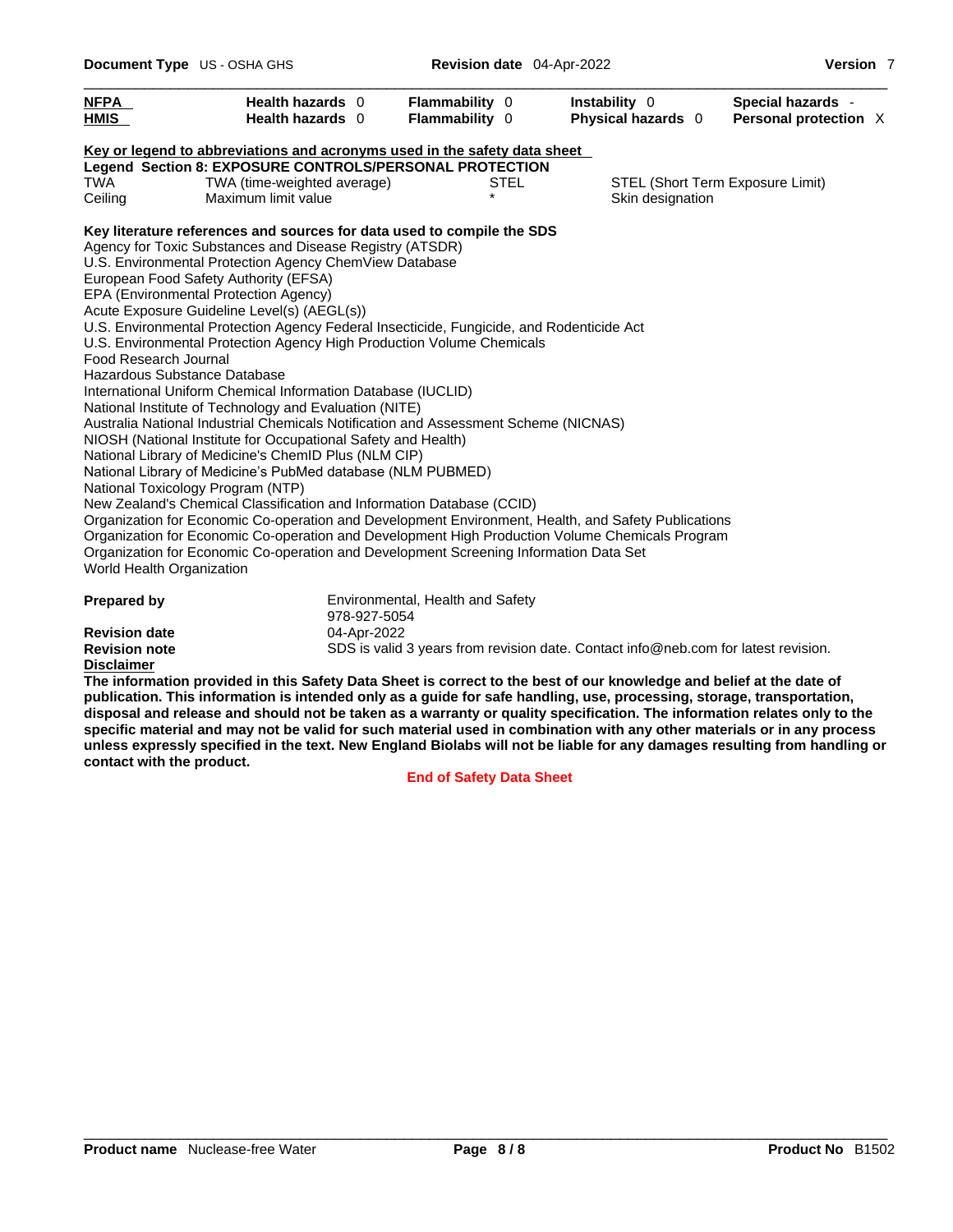| | | | | |
|---|---|---|---|---|
| **NFPA** | **Health hazards** 0 | **Flammability** 0 | **Instability** 0 | **Special hazards** - |
| **HMIS** | **Health hazards** 0 | **Flammability** 0 | **Physical hazards** 0 | **Personal protection** X |

**Key or legend to abbreviations and acronyms used in the safety data sheet**

**Legend Section 8: EXPOSURE CONTROLS/PERSONAL PROTECTION**

| | | | |
|---|---|---|---|
| TWA | TWA (time-weighted average) | STEL | STEL (Short Term Exposure Limit) |
| Ceiling | Maximum limit value | * | Skin designation |

**Key literature references and sources for data used to compile the SDS**

Agency for Toxic Substances and Disease Registry (ATSDR)
U.S. Environmental Protection Agency ChemView Database
European Food Safety Authority (EFSA)
EPA (Environmental Protection Agency)
Acute Exposure Guideline Level(s) (AEGL(s))
U.S. Environmental Protection Agency Federal Insecticide, Fungicide, and Rodenticide Act
U.S. Environmental Protection Agency High Production Volume Chemicals
Food Research Journal
Hazardous Substance Database
International Uniform Chemical Information Database (IUCLID)
National Institute of Technology and Evaluation (NITE)
Australia National Industrial Chemicals Notification and Assessment Scheme (NICNAS)
NIOSH (National Institute for Occupational Safety and Health)
National Library of Medicine's ChemID Plus (NLM CIP)
National Library of Medicine's PubMed database (NLM PUBMED)
National Toxicology Program (NTP)
New Zealand's Chemical Classification and Information Database (CCID)
Organization for Economic Co-operation and Development Environment, Health, and Safety Publications
Organization for Economic Co-operation and Development High Production Volume Chemicals Program
Organization for Economic Co-operation and Development Screening Information Data Set
World Health Organization

**Prepared by** Environmental, Health and Safety
978-927-5054

**Revision date** 04-Apr-2022

**Revision note** SDS is valid 3 years from revision date. Contact info@neb.com for latest revision.

**Disclaimer**

**The information provided in this Safety Data Sheet is correct to the best of our knowledge and belief at the date of publication. This information is intended only as a guide for safe handling, use, processing, storage, transportation, disposal and release and should not be taken as a warranty or quality specification. The information relates only to the specific material and may not be valid for such material used in combination with any other materials or in any process unless expressly specified in the text. New England Biolabs will not be liable for any damages resulting from handling or contact with the product.**

**End of Safety Data Sheet**